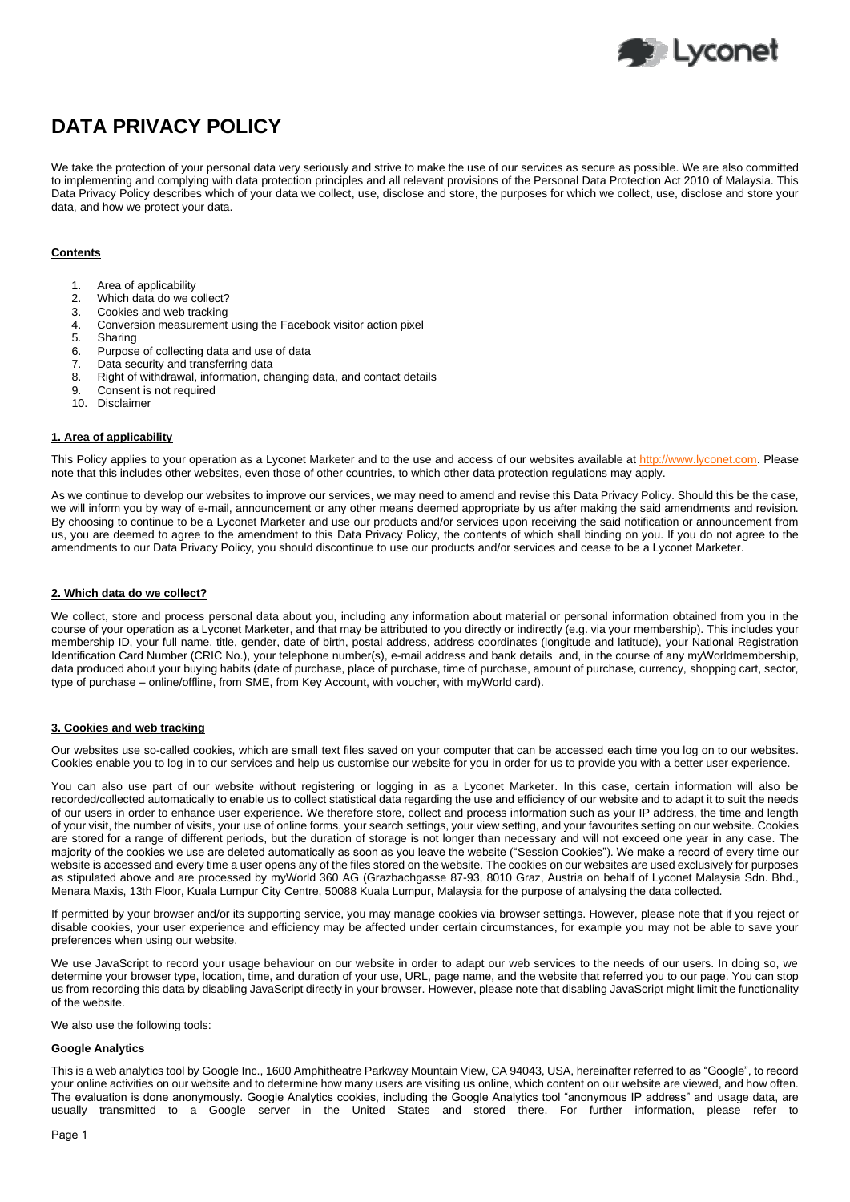# DATA PRIVACY POLICY

We take the protection of your personal data very seriously and strive to make the use of our services as secure as possible. We are also committed to implementing and complying with data protection principles and all relevant provisions of the Personal Data Protection Act 2010 of Malaysia. This Data Privacy Policy describes which of your data we collect, use, disclose and store, the purposes for which we collect, use, disclose and store your data, and how we protect your data.

**Contents**

1. Area of applicability
2. Which data do we collect?
3. Cookies and web tracking
4. Conversion measurement using the Facebook visitor action pixel
5. Sharing
6. Purpose of collecting data and use of data
7. Data security and transferring data
8. Right of withdrawal, information, changing data, and contact details
9. Consent is not required
10. Disclaimer

## 1. Area of applicability

This Policy applies to your operation as a Lyconet Marketer and to the use and access of our websites available at http://www.lyconet.com. Please note that this includes other websites, even those of other countries, to which other data protection regulations may apply.

As we continue to develop our websites to improve our services, we may need to amend and revise this Data Privacy Policy. Should this be the case, we will inform you by way of e-mail, announcement or any other means deemed appropriate by us after making the said amendments and revision. By choosing to continue to be a Lyconet Marketer and use our products and/or services upon receiving the said notification or announcement from us, you are deemed to agree to the amendment to this Data Privacy Policy, the contents of which shall binding on you. If you do not agree to the amendments to our Data Privacy Policy, you should discontinue to use our products and/or services and cease to be a Lyconet Marketer.

## 2. Which data do we collect?

We collect, store and process personal data about you, including any information about material or personal information obtained from you in the course of your operation as a Lyconet Marketer, and that may be attributed to you directly or indirectly (e.g. via your membership). This includes your membership ID, your full name, title, gender, date of birth, postal address, address coordinates (longitude and latitude), your National Registration Identification Card Number (CRIC No.), your telephone number(s), e-mail address and bank details and, in the course of any myWorldmembership, data produced about your buying habits (date of purchase, place of purchase, time of purchase, amount of purchase, currency, shopping cart, sector, type of purchase – online/offline, from SME, from Key Account, with voucher, with myWorld card).

## 3. Cookies and web tracking

Our websites use so-called cookies, which are small text files saved on your computer that can be accessed each time you log on to our websites. Cookies enable you to log in to our services and help us customise our website for you in order for us to provide you with a better user experience.

You can also use part of our website without registering or logging in as a Lyconet Marketer. In this case, certain information will also be recorded/collected automatically to enable us to collect statistical data regarding the use and efficiency of our website and to adapt it to suit the needs of our users in order to enhance user experience. We therefore store, collect and process information such as your IP address, the time and length of your visit, the number of visits, your use of online forms, your search settings, your view setting, and your favourites setting on our website. Cookies are stored for a range of different periods, but the duration of storage is not longer than necessary and will not exceed one year in any case. The majority of the cookies we use are deleted automatically as soon as you leave the website ("Session Cookies"). We make a record of every time our website is accessed and every time a user opens any of the files stored on the website. The cookies on our websites are used exclusively for purposes as stipulated above and are processed by myWorld 360 AG (Grazbachgasse 87-93, 8010 Graz, Austria on behalf of Lyconet Malaysia Sdn. Bhd., Menara Maxis, 13th Floor, Kuala Lumpur City Centre, 50088 Kuala Lumpur, Malaysia for the purpose of analysing the data collected.

If permitted by your browser and/or its supporting service, you may manage cookies via browser settings. However, please note that if you reject or disable cookies, your user experience and efficiency may be affected under certain circumstances, for example you may not be able to save your preferences when using our website.

We use JavaScript to record your usage behaviour on our website in order to adapt our web services to the needs of our users. In doing so, we determine your browser type, location, time, and duration of your use, URL, page name, and the website that referred you to our page. You can stop us from recording this data by disabling JavaScript directly in your browser. However, please note that disabling JavaScript might limit the functionality of the website.

We also use the following tools:

**Google Analytics**

This is a web analytics tool by Google Inc., 1600 Amphitheatre Parkway Mountain View, CA 94043, USA, hereinafter referred to as "Google", to record your online activities on our website and to determine how many users are visiting us online, which content on our website are viewed, and how often. The evaluation is done anonymously. Google Analytics cookies, including the Google Analytics tool "anonymous IP address" and usage data, are usually transmitted to a Google server in the United States and stored there. For further information, please refer to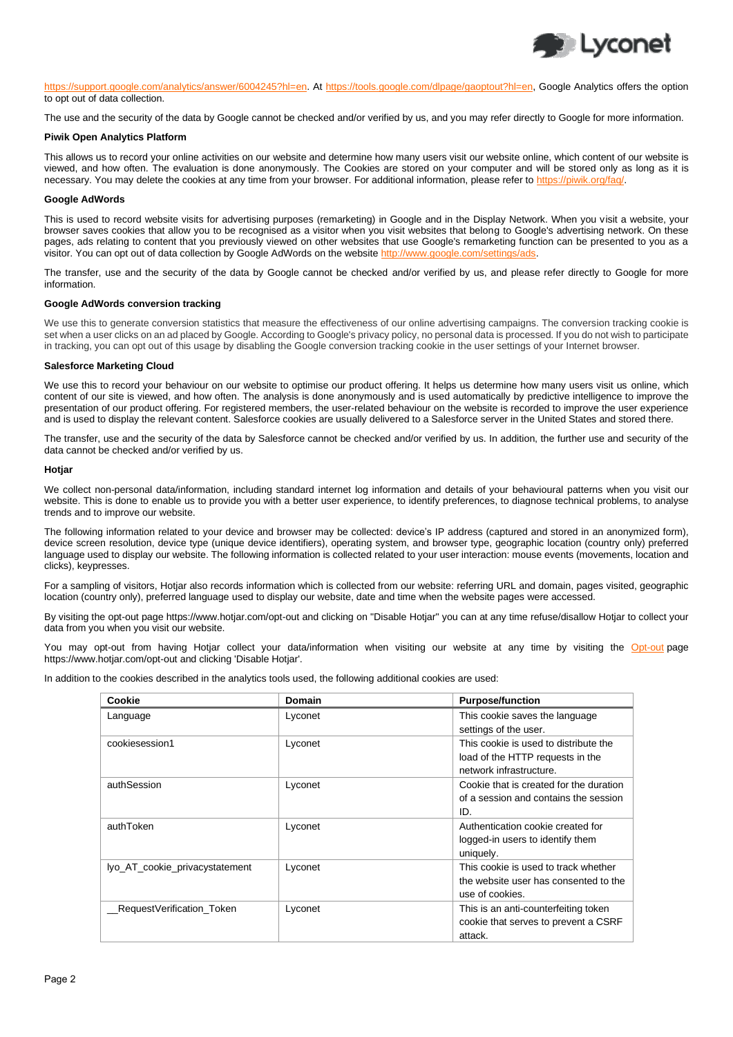https://support.google.com/analytics/answer/6004245?hl=en. At https://tools.google.com/dlpage/gaoptout?hl=en, Google Analytics offers the option to opt out of data collection.

The use and the security of the data by Google cannot be checked and/or verified by us, and you may refer directly to Google for more information.

**Piwik Open Analytics Platform**

This allows us to record your online activities on our website and determine how many users visit our website online, which content of our website is viewed, and how often. The evaluation is done anonymously. The Cookies are stored on your computer and will be stored only as long as it is necessary. You may delete the cookies at any time from your browser. For additional information, please refer to https://piwik.org/faq/.

**Google AdWords**

This is used to record website visits for advertising purposes (remarketing) in Google and in the Display Network. When you visit a website, your browser saves cookies that allow you to be recognised as a visitor when you visit websites that belong to Google's advertising network. On these pages, ads relating to content that you previously viewed on other websites that use Google's remarketing function can be presented to you as a visitor. You can opt out of data collection by Google AdWords on the website http://www.google.com/settings/ads.

The transfer, use and the security of the data by Google cannot be checked and/or verified by us, and please refer directly to Google for more information.

**Google AdWords conversion tracking**

We use this to generate conversion statistics that measure the effectiveness of our online advertising campaigns. The conversion tracking cookie is set when a user clicks on an ad placed by Google. According to Google's privacy policy, no personal data is processed. If you do not wish to participate in tracking, you can opt out of this usage by disabling the Google conversion tracking cookie in the user settings of your Internet browser.

**Salesforce Marketing Cloud**

We use this to record your behaviour on our website to optimise our product offering. It helps us determine how many users visit us online, which content of our site is viewed, and how often. The analysis is done anonymously and is used automatically by predictive intelligence to improve the presentation of our product offering. For registered members, the user-related behaviour on the website is recorded to improve the user experience and is used to display the relevant content. Salesforce cookies are usually delivered to a Salesforce server in the United States and stored there.

The transfer, use and the security of the data by Salesforce cannot be checked and/or verified by us. In addition, the further use and security of the data cannot be checked and/or verified by us.

**Hotjar**

We collect non-personal data/information, including standard internet log information and details of your behavioural patterns when you visit our website. This is done to enable us to provide you with a better user experience, to identify preferences, to diagnose technical problems, to analyse trends and to improve our website.

The following information related to your device and browser may be collected: device's IP address (captured and stored in an anonymized form), device screen resolution, device type (unique device identifiers), operating system, and browser type, geographic location (country only) preferred language used to display our website. The following information is collected related to your user interaction: mouse events (movements, location and clicks), keypresses.

For a sampling of visitors, Hotjar also records information which is collected from our website: referring URL and domain, pages visited, geographic location (country only), preferred language used to display our website, date and time when the website pages were accessed.

By visiting the opt-out page https://www.hotjar.com/opt-out and clicking on "Disable Hotjar" you can at any time refuse/disallow Hotjar to collect your data from you when you visit our website.

You may opt-out from having Hotjar collect your data/information when visiting our website at any time by visiting the Opt-out page https://www.hotjar.com/opt-out and clicking 'Disable Hotjar'.

In addition to the cookies described in the analytics tools used, the following additional cookies are used:

| Cookie | Domain | Purpose/function |
|---|---|---|
| Language | Lyconet | This cookie saves the language settings of the user. |
| cookiesession1 | Lyconet | This cookie is used to distribute the load of the HTTP requests in the network infrastructure. |
| authSession | Lyconet | Cookie that is created for the duration of a session and contains the session ID. |
| authToken | Lyconet | Authentication cookie created for logged-in users to identify them uniquely. |
| lyo_AT_cookie_privacystatement | Lyconet | This cookie is used to track whether the website user has consented to the use of cookies. |
| __RequestVerification_Token | Lyconet | This is an anti-counterfeiting token cookie that serves to prevent a CSRF attack. |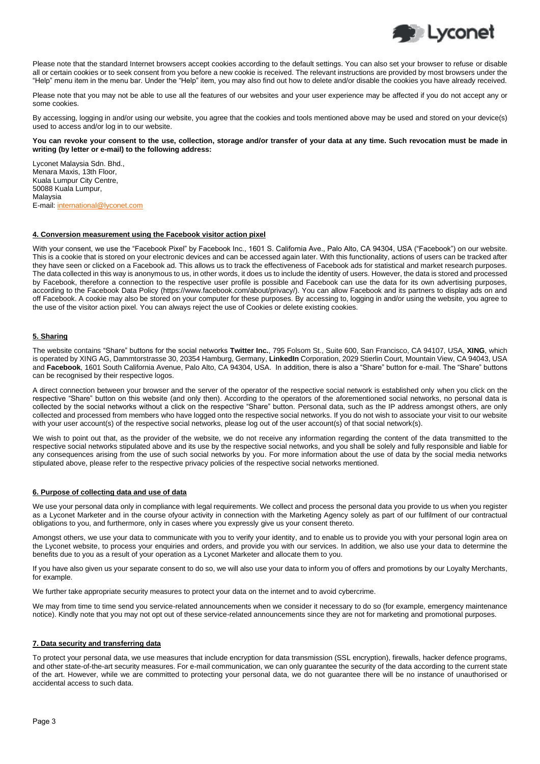Please note that the standard Internet browsers accept cookies according to the default settings. You can also set your browser to refuse or disable all or certain cookies or to seek consent from you before a new cookie is received. The relevant instructions are provided by most browsers under the "Help" menu item in the menu bar. Under the "Help" item, you may also find out how to delete and/or disable the cookies you have already received.

Please note that you may not be able to use all the features of our websites and your user experience may be affected if you do not accept any or some cookies.

By accessing, logging in and/or using our website, you agree that the cookies and tools mentioned above may be used and stored on your device(s) used to access and/or log in to our website.

**You can revoke your consent to the use, collection, storage and/or transfer of your data at any time. Such revocation must be made in writing (by letter or e-mail) to the following address:**

Lyconet Malaysia Sdn. Bhd.,
Menara Maxis, 13th Floor,
Kuala Lumpur City Centre,
50088 Kuala Lumpur,
Malaysia
E-mail: international@lyconet.com

## 4. Conversion measurement using the Facebook visitor action pixel

With your consent, we use the "Facebook Pixel" by Facebook Inc., 1601 S. California Ave., Palo Alto, CA 94304, USA ("Facebook") on our website. This is a cookie that is stored on your electronic devices and can be accessed again later. With this functionality, actions of users can be tracked after they have seen or clicked on a Facebook ad. This allows us to track the effectiveness of Facebook ads for statistical and market research purposes. The data collected in this way is anonymous to us, in other words, it does us to include the identity of users. However, the data is stored and processed by Facebook, therefore a connection to the respective user profile is possible and Facebook can use the data for its own advertising purposes, according to the Facebook Data Policy (https://www.facebook.com/about/privacy/). You can allow Facebook and its partners to display ads on and off Facebook. A cookie may also be stored on your computer for these purposes. By accessing to, logging in and/or using the website, you agree to the use of the visitor action pixel. You can always reject the use of Cookies or delete existing cookies.

## 5. Sharing

The website contains "Share" buttons for the social networks **Twitter Inc.**, 795 Folsom St., Suite 600, San Francisco, CA 94107, USA, **XING**, which is operated by XING AG, Dammtorstrasse 30, 20354 Hamburg, Germany, **LinkedIn** Corporation, 2029 Stierlin Court, Mountain View, CA 94043, USA and **Facebook**, 1601 South California Avenue, Palo Alto, CA 94304, USA. In addition, there is also a "Share" button for e-mail. The "Share" buttons can be recognised by their respective logos.

A direct connection between your browser and the server of the operator of the respective social network is established only when you click on the respective "Share" button on this website (and only then). According to the operators of the aforementioned social networks, no personal data is collected by the social networks without a click on the respective "Share" button. Personal data, such as the IP address amongst others, are only collected and processed from members who have logged onto the respective social networks. If you do not wish to associate your visit to our website with your user account(s) of the respective social networks, please log out of the user account(s) of that social network(s).

We wish to point out that, as the provider of the website, we do not receive any information regarding the content of the data transmitted to the respective social networks stipulated above and its use by the respective social networks, and you shall be solely and fully responsible and liable for any consequences arising from the use of such social networks by you. For more information about the use of data by the social media networks stipulated above, please refer to the respective privacy policies of the respective social networks mentioned.

## 6. Purpose of collecting data and use of data

We use your personal data only in compliance with legal requirements. We collect and process the personal data you provide to us when you register as a Lyconet Marketer and in the course ofyour activity in connection with the Marketing Agency solely as part of our fulfilment of our contractual obligations to you, and furthermore, only in cases where you expressly give us your consent thereto.

Amongst others, we use your data to communicate with you to verify your identity, and to enable us to provide you with your personal login area on the Lyconet website, to process your enquiries and orders, and provide you with our services. In addition, we also use your data to determine the benefits due to you as a result of your operation as a Lyconet Marketer and allocate them to you.

If you have also given us your separate consent to do so, we will also use your data to inform you of offers and promotions by our Loyalty Merchants, for example.

We further take appropriate security measures to protect your data on the internet and to avoid cybercrime.

We may from time to time send you service-related announcements when we consider it necessary to do so (for example, emergency maintenance notice). Kindly note that you may not opt out of these service-related announcements since they are not for marketing and promotional purposes.

## 7. Data security and transferring data

To protect your personal data, we use measures that include encryption for data transmission (SSL encryption), firewalls, hacker defence programs, and other state-of-the-art security measures. For e-mail communication, we can only guarantee the security of the data according to the current state of the art. However, while we are committed to protecting your personal data, we do not guarantee there will be no instance of unauthorised or accidental access to such data.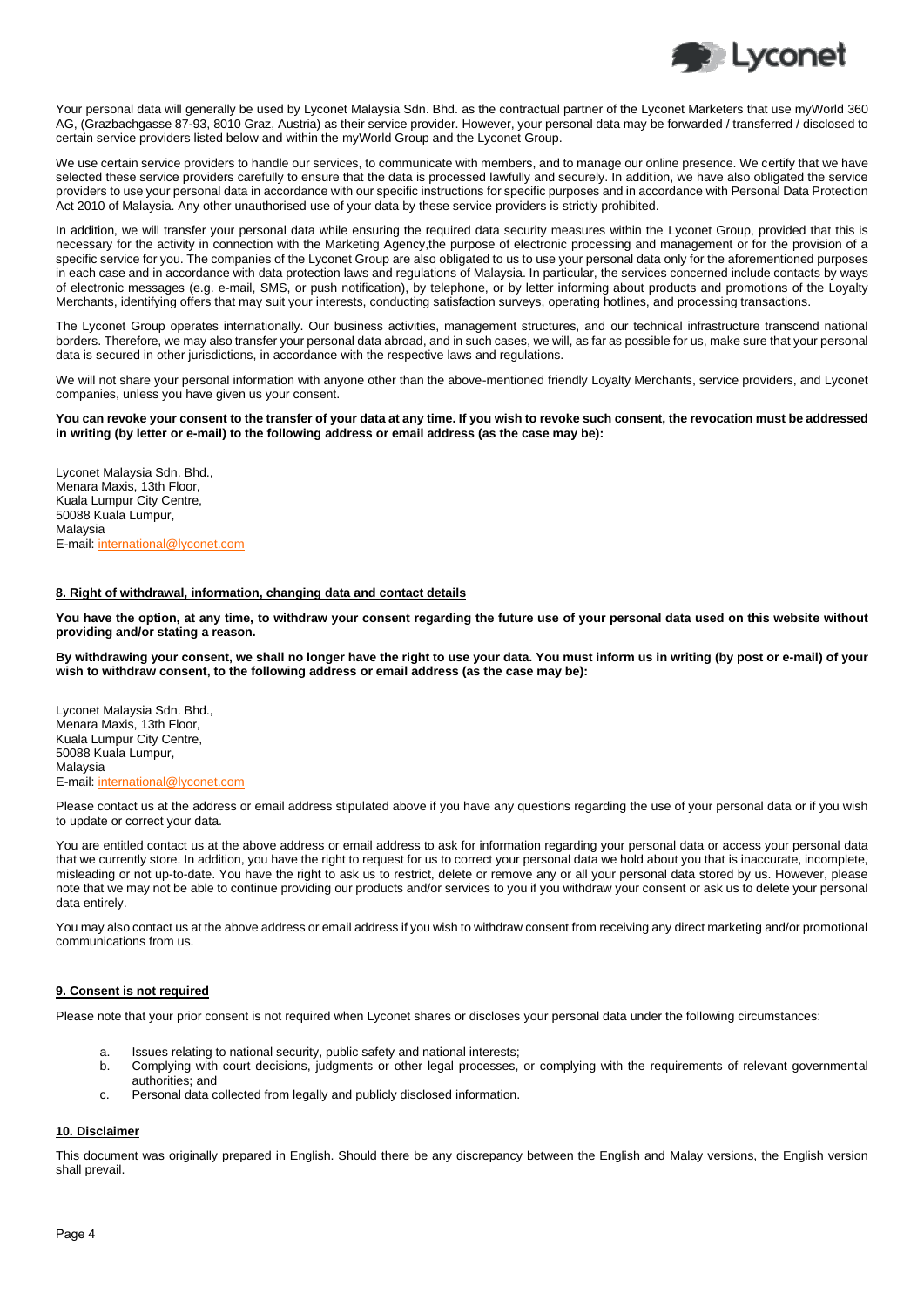Your personal data will generally be used by Lyconet Malaysia Sdn. Bhd. as the contractual partner of the Lyconet Marketers that use myWorld 360 AG, (Grazbachgasse 87-93, 8010 Graz, Austria) as their service provider. However, your personal data may be forwarded / transferred / disclosed to certain service providers listed below and within the myWorld Group and the Lyconet Group.

We use certain service providers to handle our services, to communicate with members, and to manage our online presence. We certify that we have selected these service providers carefully to ensure that the data is processed lawfully and securely. In addition, we have also obligated the service providers to use your personal data in accordance with our specific instructions for specific purposes and in accordance with Personal Data Protection Act 2010 of Malaysia. Any other unauthorised use of your data by these service providers is strictly prohibited.

In addition, we will transfer your personal data while ensuring the required data security measures within the Lyconet Group, provided that this is necessary for the activity in connection with the Marketing Agency,the purpose of electronic processing and management or for the provision of a specific service for you. The companies of the Lyconet Group are also obligated to us to use your personal data only for the aforementioned purposes in each case and in accordance with data protection laws and regulations of Malaysia. In particular, the services concerned include contacts by ways of electronic messages (e.g. e-mail, SMS, or push notification), by telephone, or by letter informing about products and promotions of the Loyalty Merchants, identifying offers that may suit your interests, conducting satisfaction surveys, operating hotlines, and processing transactions.

The Lyconet Group operates internationally. Our business activities, management structures, and our technical infrastructure transcend national borders. Therefore, we may also transfer your personal data abroad, and in such cases, we will, as far as possible for us, make sure that your personal data is secured in other jurisdictions, in accordance with the respective laws and regulations.

We will not share your personal information with anyone other than the above-mentioned friendly Loyalty Merchants, service providers, and Lyconet companies, unless you have given us your consent.

**You can revoke your consent to the transfer of your data at any time. If you wish to revoke such consent, the revocation must be addressed in writing (by letter or e-mail) to the following address or email address (as the case may be):**

Lyconet Malaysia Sdn. Bhd.,
Menara Maxis, 13th Floor,
Kuala Lumpur City Centre,
50088 Kuala Lumpur,
Malaysia
E-mail: international@lyconet.com

## 8. Right of withdrawal, information, changing data and contact details

**You have the option, at any time, to withdraw your consent regarding the future use of your personal data used on this website without providing and/or stating a reason.**

**By withdrawing your consent, we shall no longer have the right to use your data. You must inform us in writing (by post or e-mail) of your wish to withdraw consent, to the following address or email address (as the case may be):**

Lyconet Malaysia Sdn. Bhd.,
Menara Maxis, 13th Floor,
Kuala Lumpur City Centre,
50088 Kuala Lumpur,
Malaysia
E-mail: international@lyconet.com

Please contact us at the address or email address stipulated above if you have any questions regarding the use of your personal data or if you wish to update or correct your data.

You are entitled contact us at the above address or email address to ask for information regarding your personal data or access your personal data that we currently store. In addition, you have the right to request for us to correct your personal data we hold about you that is inaccurate, incomplete, misleading or not up-to-date. You have the right to ask us to restrict, delete or remove any or all your personal data stored by us. However, please note that we may not be able to continue providing our products and/or services to you if you withdraw your consent or ask us to delete your personal data entirely.

You may also contact us at the above address or email address if you wish to withdraw consent from receiving any direct marketing and/or promotional communications from us.

## 9. Consent is not required

Please note that your prior consent is not required when Lyconet shares or discloses your personal data under the following circumstances:

a. Issues relating to national security, public safety and national interests;
b. Complying with court decisions, judgments or other legal processes, or complying with the requirements of relevant governmental authorities; and
c. Personal data collected from legally and publicly disclosed information.

## 10. Disclaimer

This document was originally prepared in English. Should there be any discrepancy between the English and Malay versions, the English version shall prevail.